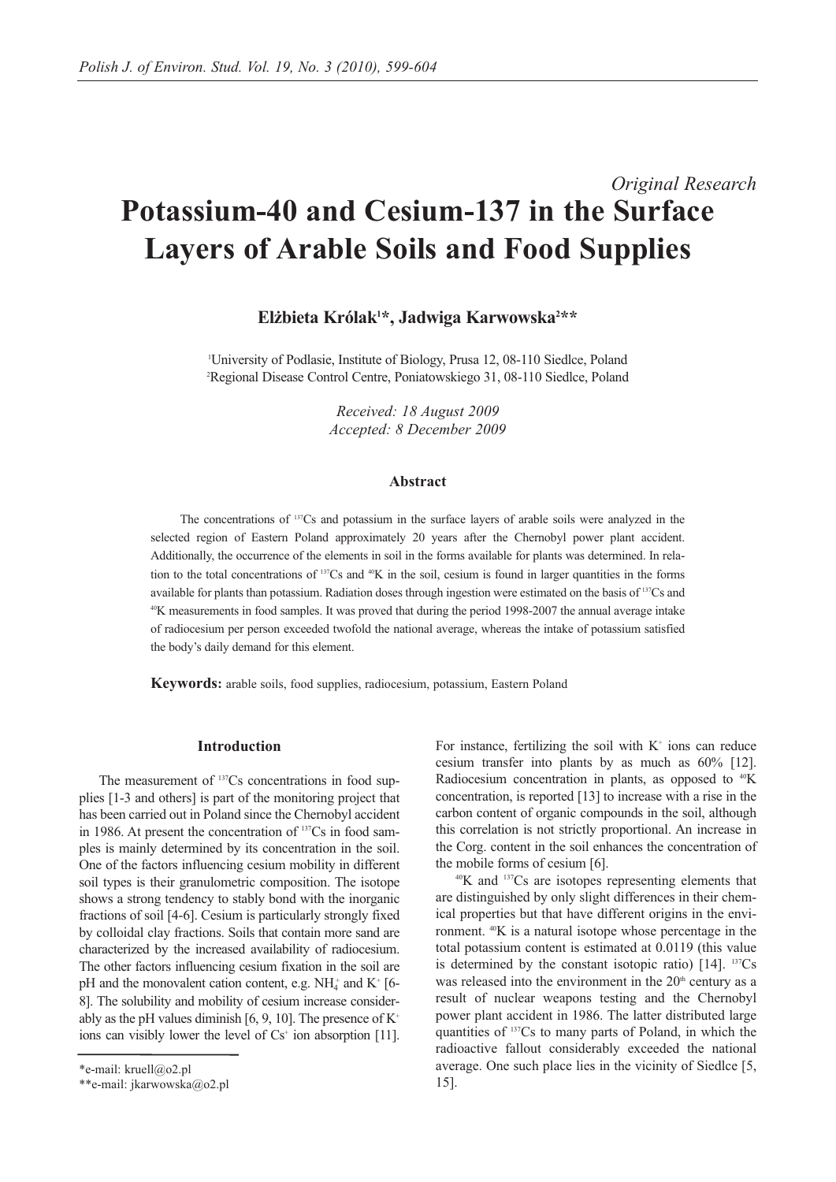*Original Research*

# Potassium-40 and Cesium-137 in the Surface Layers of Arable Soils and Food Supplies

**Elżbieta Królak[1]\*, Jadwiga Karwowska[2]\*\***

[1]University of Podlasie, Institute of Biology, Prusa 12, 08-110 Siedlce, Poland
[2]Regional Disease Control Centre, Poniatowskiego 31, 08-110 Siedlce, Poland

*Received: 18 August 2009*
*Accepted: 8 December 2009*

### Abstract

The concentrations of $^{137}$Cs and potassium in the surface layers of arable soils were analyzed in the selected region of Eastern Poland approximately 20 years after the Chernobyl power plant accident. Additionally, the occurrence of the elements in soil in the forms available for plants was determined. In relation to the total concentrations of $^{137}$Cs and $^{40}$K in the soil, cesium is found in larger quantities in the forms available for plants than potassium. Radiation doses through ingestion were estimated on the basis of $^{137}$Cs and $^{40}$K measurements in food samples. It was proved that during the period 1998-2007 the annual average intake of radiocesium per person exceeded twofold the national average, whereas the intake of potassium satisfied the body's daily demand for this element.

**Keywords:** arable soils, food supplies, radiocesium, potassium, Eastern Poland

## Introduction

The measurement of $^{137}$Cs concentrations in food supplies [1-3 and others] is part of the monitoring project that has been carried out in Poland since the Chernobyl accident in 1986. At present the concentration of $^{137}$Cs in food samples is mainly determined by its concentration in the soil. One of the factors influencing cesium mobility in different soil types is their granulometric composition. The isotope shows a strong tendency to stably bond with the inorganic fractions of soil [4-6]. Cesium is particularly strongly fixed by colloidal clay fractions. Soils that contain more sand are characterized by the increased availability of radiocesium. The other factors influencing cesium fixation in the soil are pH and the monovalent cation content, e.g. $NH_4^+$ and $K^+$ [6-8]. The solubility and mobility of cesium increase considerably as the pH values diminish [6, 9, 10]. The presence of $K^+$ ions can visibly lower the level of $Cs^+$ ion absorption [11]. For instance, fertilizing the soil with $K^+$ ions can reduce cesium transfer into plants by as much as 60% [12]. Radiocesium concentration in plants, as opposed to $^{40}$K concentration, is reported [13] to increase with a rise in the carbon content of organic compounds in the soil, although this correlation is not strictly proportional. An increase in the Corg. content in the soil enhances the concentration of the mobile forms of cesium [6].

$^{40}$K and $^{137}$Cs are isotopes representing elements that are distinguished by only slight differences in their chemical properties but that have different origins in the environment. $^{40}$K is a natural isotope whose percentage in the total potassium content is estimated at 0.0119 (this value is determined by the constant isotopic ratio) [14]. $^{137}$Cs was released into the environment in the 20th century as a result of nuclear weapons testing and the Chernobyl power plant accident in 1986. The latter distributed large quantities of $^{137}$Cs to many parts of Poland, in which the radioactive fallout considerably exceeded the national average. One such place lies in the vicinity of Siedlce [5, 15].

\*e-mail: kruell@o2.pl
\*\*e-mail: jkarwowska@o2.pl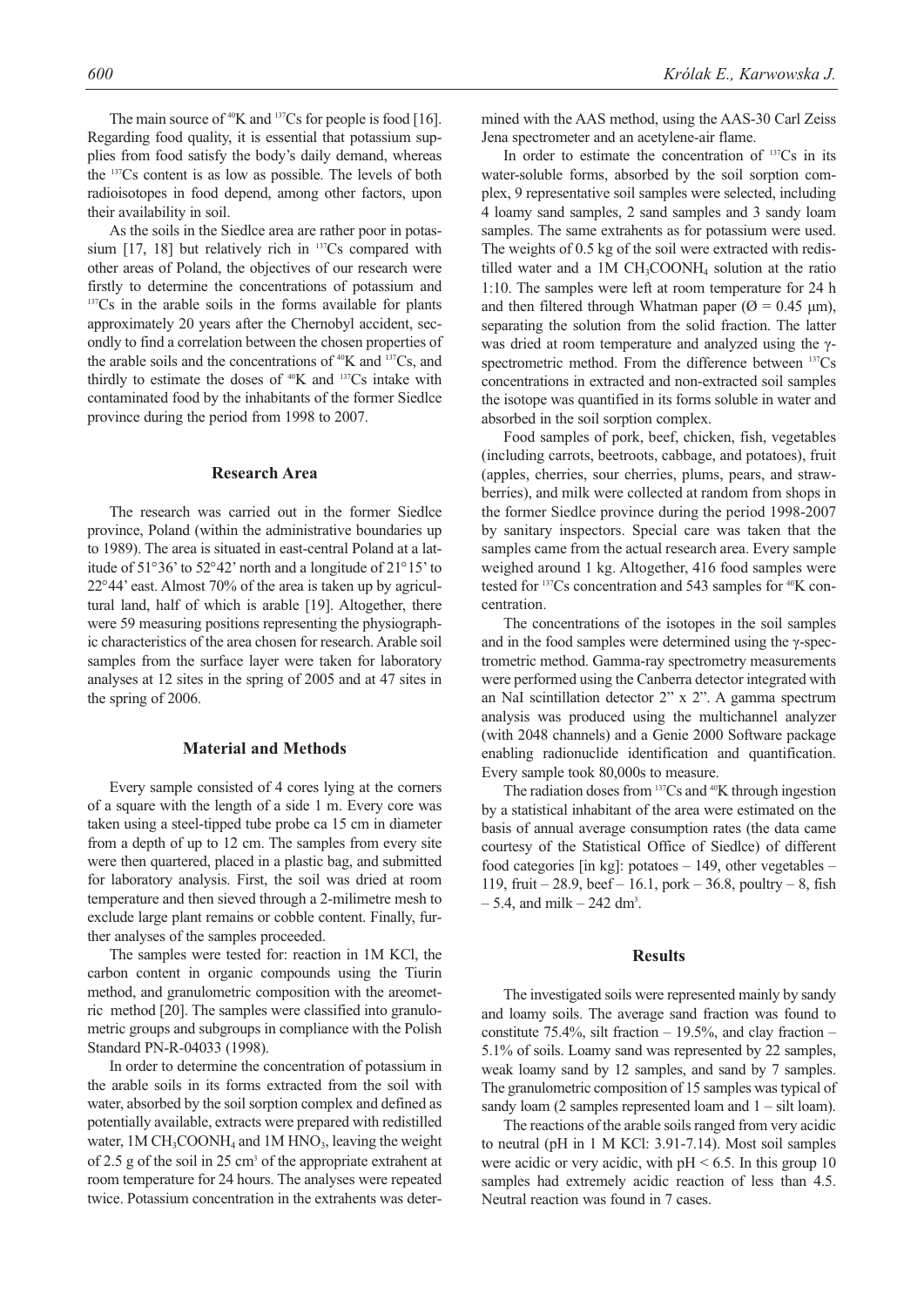The main source of $^{40}K$ and $^{137}Cs$ for people is food [16]. Regarding food quality, it is essential that potassium supplies from food satisfy the body's daily demand, whereas the $^{137}Cs$ content is as low as possible. The levels of both radioisotopes in food depend, among other factors, upon their availability in soil.

As the soils in the Siedlce area are rather poor in potassium [17, 18] but relatively rich in $^{137}Cs$ compared with other areas of Poland, the objectives of our research were firstly to determine the concentrations of potassium and $^{137}Cs$ in the arable soils in the forms available for plants approximately 20 years after the Chernobyl accident, secondly to find a correlation between the chosen properties of the arable soils and the concentrations of $^{40}K$ and $^{137}Cs$, and thirdly to estimate the doses of $^{40}K$ and $^{137}Cs$ intake with contaminated food by the inhabitants of the former Siedlce province during the period from 1998 to 2007.

## Research Area

The research was carried out in the former Siedlce province, Poland (within the administrative boundaries up to 1989). The area is situated in east-central Poland at a latitude of 51°36' to 52°42' north and a longitude of 21°15' to 22°44' east. Almost 70% of the area is taken up by agricultural land, half of which is arable [19]. Altogether, there were 59 measuring positions representing the physiographic characteristics of the area chosen for research. Arable soil samples from the surface layer were taken for laboratory analyses at 12 sites in the spring of 2005 and at 47 sites in the spring of 2006.

## Material and Methods

Every sample consisted of 4 cores lying at the corners of a square with the length of a side 1 m. Every core was taken using a steel-tipped tube probe ca 15 cm in diameter from a depth of up to 12 cm. The samples from every site were then quartered, placed in a plastic bag, and submitted for laboratory analysis. First, the soil was dried at room temperature and then sieved through a 2-milimetre mesh to exclude large plant remains or cobble content. Finally, further analyses of the samples proceeded.

The samples were tested for: reaction in 1M KCl, the carbon content in organic compounds using the Tiurin method, and granulometric composition with the areometric method [20]. The samples were classified into granulometric groups and subgroups in compliance with the Polish Standard PN-R-04033 (1998).

In order to determine the concentration of potassium in the arable soils in its forms extracted from the soil with water, absorbed by the soil sorption complex and defined as potentially available, extracts were prepared with redistilled water, 1M $CH_3COONH_4$ and 1M $HNO_3$, leaving the weight of 2.5 g of the soil in 25 $cm^3$ of the appropriate extrahent at room temperature for 24 hours. The analyses were repeated twice. Potassium concentration in the extrahents was determined with the AAS method, using the AAS-30 Carl Zeiss Jena spectrometer and an acetylene-air flame.

In order to estimate the concentration of $^{137}Cs$ in its water-soluble forms, absorbed by the soil sorption complex, 9 representative soil samples were selected, including 4 loamy sand samples, 2 sand samples and 3 sandy loam samples. The same extrahents as for potassium were used. The weights of 0.5 kg of the soil were extracted with redistilled water and a 1M $CH_3COONH_4$ solution at the ratio 1:10. The samples were left at room temperature for 24 h and then filtered through Whatman paper (Ø = 0.45 μm), separating the solution from the solid fraction. The latter was dried at room temperature and analyzed using the γ-spectrometric method. From the difference between $^{137}Cs$ concentrations in extracted and non-extracted soil samples the isotope was quantified in its forms soluble in water and absorbed in the soil sorption complex.

Food samples of pork, beef, chicken, fish, vegetables (including carrots, beetroots, cabbage, and potatoes), fruit (apples, cherries, sour cherries, plums, pears, and strawberries), and milk were collected at random from shops in the former Siedlce province during the period 1998-2007 by sanitary inspectors. Special care was taken that the samples came from the actual research area. Every sample weighed around 1 kg. Altogether, 416 food samples were tested for $^{137}Cs$ concentration and 543 samples for $^{40}K$ concentration.

The concentrations of the isotopes in the soil samples and in the food samples were determined using the γ-spectrometric method. Gamma-ray spectrometry measurements were performed using the Canberra detector integrated with an NaI scintillation detector 2" x 2". A gamma spectrum analysis was produced using the multichannel analyzer (with 2048 channels) and a Genie 2000 Software package enabling radionuclide identification and quantification. Every sample took 80,000s to measure.

The radiation doses from $^{137}Cs$ and $^{40}K$ through ingestion by a statistical inhabitant of the area were estimated on the basis of annual average consumption rates (the data came courtesy of the Statistical Office of Siedlce) of different food categories [in kg]: potatoes – 149, other vegetables – 119, fruit – 28.9, beef – 16.1, pork – 36.8, poultry – 8, fish – 5.4, and milk – 242 $dm^3$.

## Results

The investigated soils were represented mainly by sandy and loamy soils. The average sand fraction was found to constitute 75.4%, silt fraction – 19.5%, and clay fraction – 5.1% of soils. Loamy sand was represented by 22 samples, weak loamy sand by 12 samples, and sand by 7 samples. The granulometric composition of 15 samples was typical of sandy loam (2 samples represented loam and 1 – silt loam).

The reactions of the arable soils ranged from very acidic to neutral (pH in 1 M KCl: 3.91-7.14). Most soil samples were acidic or very acidic, with pH < 6.5. In this group 10 samples had extremely acidic reaction of less than 4.5. Neutral reaction was found in 7 cases.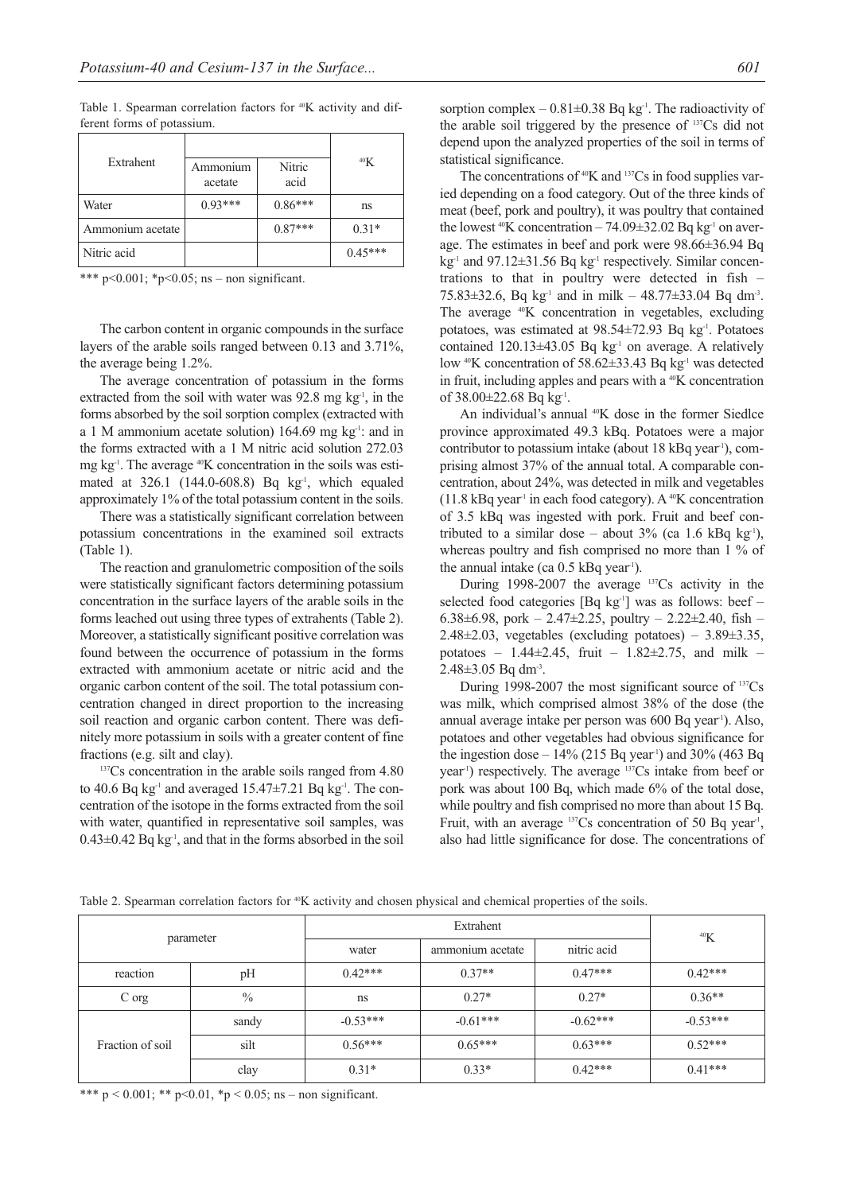Table 1. Spearman correlation factors for $^{40}K$ activity and different forms of potassium.

| Extrahent | Ammonium acetate | Nitric acid | $^{40}K$ |
|---|---|---|---|
| Water | 0.93*** | 0.86*** | ns |
| Ammonium acetate | | 0.87*** | 0.31* |
| Nitric acid | | | 0.45*** |

*** p<0.001; *p<0.05; ns – non significant.

The carbon content in organic compounds in the surface layers of the arable soils ranged between 0.13 and 3.71%, the average being 1.2%.

The average concentration of potassium in the forms extracted from the soil with water was 92.8 mg $kg^{-1}$, in the forms absorbed by the soil sorption complex (extracted with a 1 M ammonium acetate solution) 164.69 mg $kg^{-1}$: and in the forms extracted with a 1 M nitric acid solution 272.03 mg $kg^{-1}$. The average $^{40}K$ concentration in the soils was estimated at 326.1 (144.0-608.8) Bq $kg^{-1}$, which equaled approximately 1% of the total potassium content in the soils.

There was a statistically significant correlation between potassium concentrations in the examined soil extracts (Table 1).

The reaction and granulometric composition of the soils were statistically significant factors determining potassium concentration in the surface layers of the arable soils in the forms leached out using three types of extrahents (Table 2). Moreover, a statistically significant positive correlation was found between the occurrence of potassium in the forms extracted with ammonium acetate or nitric acid and the organic carbon content of the soil. The total potassium concentration changed in direct proportion to the increasing soil reaction and organic carbon content. There was definitely more potassium in soils with a greater content of fine fractions (e.g. silt and clay).

$^{137}Cs$ concentration in the arable soils ranged from 4.80 to 40.6 Bq $kg^{-1}$ and averaged 15.47±7.21 Bq $kg^{-1}$. The concentration of the isotope in the forms extracted from the soil with water, quantified in representative soil samples, was 0.43±0.42 Bq $kg^{-1}$, and that in the forms absorbed in the soil sorption complex – 0.81±0.38 Bq $kg^{-1}$. The radioactivity of the arable soil triggered by the presence of $^{137}Cs$ did not depend upon the analyzed properties of the soil in terms of statistical significance.

The concentrations of $^{40}K$ and $^{137}Cs$ in food supplies varied depending on a food category. Out of the three kinds of meat (beef, pork and poultry), it was poultry that contained the lowest $^{40}K$ concentration – 74.09±32.02 Bq $kg^{-1}$ on average. The estimates in beef and pork were 98.66±36.94 Bq $kg^{-1}$ and 97.12±31.56 Bq $kg^{-1}$ respectively. Similar concentrations to that in poultry were detected in fish – 75.83±32.6, Bq $kg^{-1}$ and in milk – 48.77±33.04 Bq $dm^{-3}$. The average $^{40}K$ concentration in vegetables, excluding potatoes, was estimated at 98.54±72.93 Bq $kg^{-1}$. Potatoes contained 120.13±43.05 Bq $kg^{-1}$ on average. A relatively low $^{40}K$ concentration of 58.62±33.43 Bq $kg^{-1}$ was detected in fruit, including apples and pears with a $^{40}K$ concentration of 38.00±22.68 Bq $kg^{-1}$.

An individual's annual $^{40}K$ dose in the former Siedlce province approximated 49.3 kBq. Potatoes were a major contributor to potassium intake (about 18 kBq $year^{-1}$), comprising almost 37% of the annual total. A comparable concentration, about 24%, was detected in milk and vegetables (11.8 kBq $year^{-1}$ in each food category). A $^{40}K$ concentration of 3.5 kBq was ingested with pork. Fruit and beef contributed to a similar dose – about 3% (ca 1.6 kBq $kg^{-1}$), whereas poultry and fish comprised no more than 1 % of the annual intake (ca 0.5 kBq $year^{-1}$).

During 1998-2007 the average $^{137}Cs$ activity in the selected food categories [Bq $kg^{-1}$] was as follows: beef – 6.38±6.98, pork – 2.47±2.25, poultry – 2.22±2.40, fish – 2.48±2.03, vegetables (excluding potatoes) – 3.89±3.35, potatoes – 1.44±2.45, fruit – 1.82±2.75, and milk – 2.48±3.05 Bq $dm^{-3}$.

During 1998-2007 the most significant source of $^{137}Cs$ was milk, which comprised almost 38% of the dose (the annual average intake per person was 600 Bq $year^{-1}$). Also, potatoes and other vegetables had obvious significance for the ingestion dose – 14% (215 Bq $year^{-1}$) and 30% (463 Bq $year^{-1}$) respectively. The average $^{137}Cs$ intake from beef or pork was about 100 Bq, which made 6% of the total dose, while poultry and fish comprised no more than about 15 Bq. Fruit, with an average $^{137}Cs$ concentration of 50 Bq $year^{-1}$, also had little significance for dose. The concentrations of

Table 2. Spearman correlation factors for $^{40}K$ activity and chosen physical and chemical properties of the soils.

| parameter | | Extrahent | | | $^{40}K$ |
|---|---|---|---|---|---|
| | | water | ammonium acetate | nitric acid | |
| reaction | pH | 0.42*** | 0.37** | 0.47*** | 0.42*** |
| C org | % | ns | 0.27* | 0.27* | 0.36** |
| Fraction of soil | sandy | -0.53*** | -0.61*** | -0.62*** | -0.53*** |
| | silt | 0.56*** | 0.65*** | 0.63*** | 0.52*** |
| | clay | 0.31* | 0.33* | 0.42*** | 0.41*** |

*** p < 0.001; ** p<0.01, *p < 0.05; ns – non significant.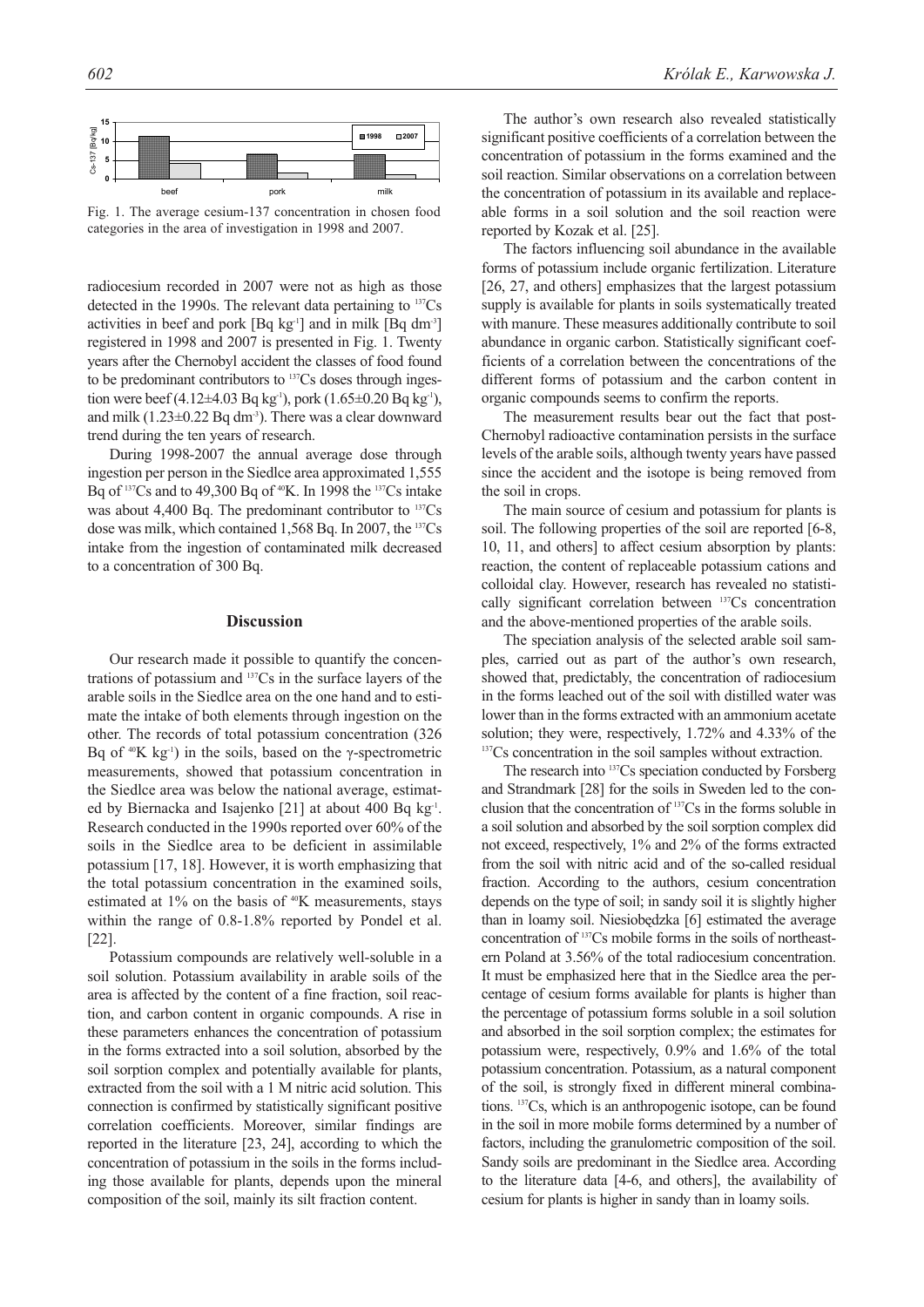Fig. 1. The average cesium-137 concentration in chosen food categories in the area of investigation in 1998 and 2007.

radiocesium recorded in 2007 were not as high as those detected in the 1990s. The relevant data pertaining to $^{137}$Cs activities in beef and pork [Bq kg$^{-1}$] and in milk [Bq dm$^{-3}$] registered in 1998 and 2007 is presented in Fig. 1. Twenty years after the Chernobyl accident the classes of food found to be predominant contributors to $^{137}$Cs doses through ingestion were beef (4.12±4.03 Bq kg$^{-1}$), pork (1.65±0.20 Bq kg$^{-1}$), and milk (1.23±0.22 Bq dm$^{-3}$). There was a clear downward trend during the ten years of research.

During 1998-2007 the annual average dose through ingestion per person in the Siedlce area approximated 1,555 Bq of $^{137}$Cs and to 49,300 Bq of $^{40}$K. In 1998 the $^{137}$Cs intake was about 4,400 Bq. The predominant contributor to $^{137}$Cs dose was milk, which contained 1,568 Bq. In 2007, the $^{137}$Cs intake from the ingestion of contaminated milk decreased to a concentration of 300 Bq.

## Discussion

Our research made it possible to quantify the concentrations of potassium and $^{137}$Cs in the surface layers of the arable soils in the Siedlce area on the one hand and to estimate the intake of both elements through ingestion on the other. The records of total potassium concentration (326 Bq of $^{40}$K kg$^{-1}$) in the soils, based on the γ-spectrometric measurements, showed that potassium concentration in the Siedlce area was below the national average, estimated by Biernacka and Isajenko [21] at about 400 Bq kg$^{-1}$. Research conducted in the 1990s reported over 60% of the soils in the Siedlce area to be deficient in assimilable potassium [17, 18]. However, it is worth emphasizing that the total potassium concentration in the examined soils, estimated at 1% on the basis of $^{40}$K measurements, stays within the range of 0.8-1.8% reported by Pondel et al. [22].

Potassium compounds are relatively well-soluble in a soil solution. Potassium availability in arable soils of the area is affected by the content of a fine fraction, soil reaction, and carbon content in organic compounds. A rise in these parameters enhances the concentration of potassium in the forms extracted into a soil solution, absorbed by the soil sorption complex and potentially available for plants, extracted from the soil with a 1 M nitric acid solution. This connection is confirmed by statistically significant positive correlation coefficients. Moreover, similar findings are reported in the literature [23, 24], according to which the concentration of potassium in the soils in the forms including those available for plants, depends upon the mineral composition of the soil, mainly its silt fraction content.

The author's own research also revealed statistically significant positive coefficients of a correlation between the concentration of potassium in the forms examined and the soil reaction. Similar observations on a correlation between the concentration of potassium in its available and replaceable forms in a soil solution and the soil reaction were reported by Kozak et al. [25].

The factors influencing soil abundance in the available forms of potassium include organic fertilization. Literature [26, 27, and others] emphasizes that the largest potassium supply is available for plants in soils systematically treated with manure. These measures additionally contribute to soil abundance in organic carbon. Statistically significant coefficients of a correlation between the concentrations of the different forms of potassium and the carbon content in organic compounds seems to confirm the reports.

The measurement results bear out the fact that post-Chernobyl radioactive contamination persists in the surface levels of the arable soils, although twenty years have passed since the accident and the isotope is being removed from the soil in crops.

The main source of cesium and potassium for plants is soil. The following properties of the soil are reported [6-8, 10, 11, and others] to affect cesium absorption by plants: reaction, the content of replaceable potassium cations and colloidal clay. However, research has revealed no statistically significant correlation between $^{137}$Cs concentration and the above-mentioned properties of the arable soils.

The speciation analysis of the selected arable soil samples, carried out as part of the author's own research, showed that, predictably, the concentration of radiocesium in the forms leached out of the soil with distilled water was lower than in the forms extracted with an ammonium acetate solution; they were, respectively, 1.72% and 4.33% of the $^{137}$Cs concentration in the soil samples without extraction.

The research into $^{137}$Cs speciation conducted by Forsberg and Strandmark [28] for the soils in Sweden led to the conclusion that the concentration of $^{137}$Cs in the forms soluble in a soil solution and absorbed by the soil sorption complex did not exceed, respectively, 1% and 2% of the forms extracted from the soil with nitric acid and of the so-called residual fraction. According to the authors, cesium concentration depends on the type of soil; in sandy soil it is slightly higher than in loamy soil. Niesiobędzka [6] estimated the average concentration of $^{137}$Cs mobile forms in the soils of northeastern Poland at 3.56% of the total radiocesium concentration. It must be emphasized here that in the Siedlce area the percentage of cesium forms available for plants is higher than the percentage of potassium forms soluble in a soil solution and absorbed in the soil sorption complex; the estimates for potassium were, respectively, 0.9% and 1.6% of the total potassium concentration. Potassium, as a natural component of the soil, is strongly fixed in different mineral combinations. $^{137}$Cs, which is an anthropogenic isotope, can be found in the soil in more mobile forms determined by a number of factors, including the granulometric composition of the soil. Sandy soils are predominant in the Siedlce area. According to the literature data [4-6, and others], the availability of cesium for plants is higher in sandy than in loamy soils.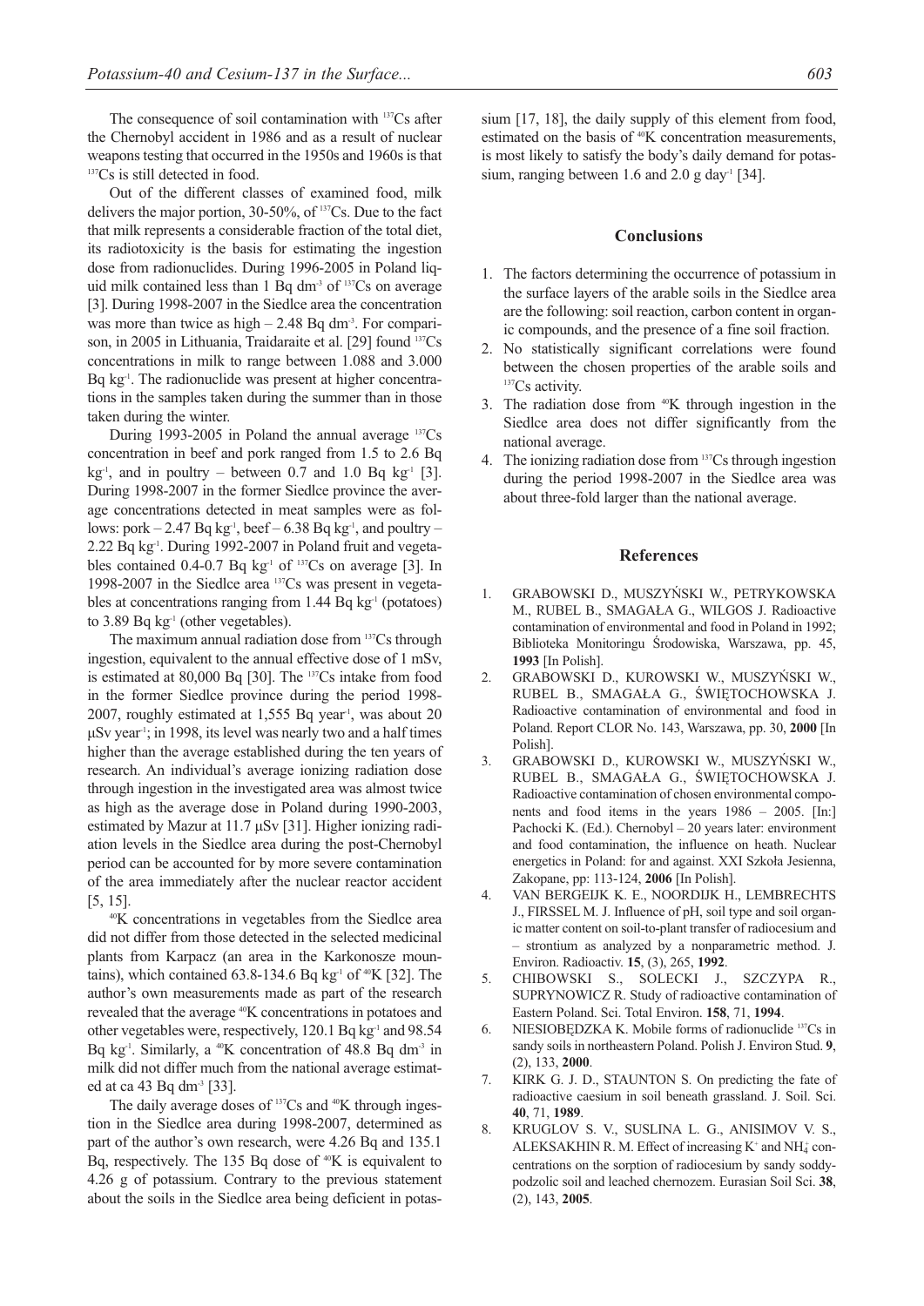The consequence of soil contamination with $^{137}Cs$ after the Chernobyl accident in 1986 and as a result of nuclear weapons testing that occurred in the 1950s and 1960s is that $^{137}Cs$ is still detected in food.

Out of the different classes of examined food, milk delivers the major portion, 30-50%, of $^{137}Cs$. Due to the fact that milk represents a considerable fraction of the total diet, its radiotoxicity is the basis for estimating the ingestion dose from radionuclides. During 1996-2005 in Poland liquid milk contained less than 1 Bq $dm^{-3}$ of $^{137}Cs$ on average [3]. During 1998-2007 in the Siedlce area the concentration was more than twice as high – 2.48 Bq $dm^{-3}$. For comparison, in 2005 in Lithuania, Traidaraite et al. [29] found $^{137}Cs$ concentrations in milk to range between 1.088 and 3.000 Bq $kg^{-1}$. The radionuclide was present at higher concentrations in the samples taken during the summer than in those taken during the winter.

During 1993-2005 in Poland the annual average $^{137}Cs$ concentration in beef and pork ranged from 1.5 to 2.6 Bq $kg^{-1}$, and in poultry – between 0.7 and 1.0 Bq $kg^{-1}$ [3]. During 1998-2007 in the former Siedlce province the average concentrations detected in meat samples were as follows: pork – 2.47 Bq $kg^{-1}$, beef – 6.38 Bq $kg^{-1}$, and poultry – 2.22 Bq $kg^{-1}$. During 1992-2007 in Poland fruit and vegetables contained 0.4-0.7 Bq $kg^{-1}$ of $^{137}Cs$ on average [3]. In 1998-2007 in the Siedlce area $^{137}Cs$ was present in vegetables at concentrations ranging from 1.44 Bq $kg^{-1}$ (potatoes) to 3.89 Bq $kg^{-1}$ (other vegetables).

The maximum annual radiation dose from $^{137}Cs$ through ingestion, equivalent to the annual effective dose of 1 mSv, is estimated at 80,000 Bq [30]. The $^{137}Cs$ intake from food in the former Siedlce province during the period 1998-2007, roughly estimated at 1,555 Bq $year^{-1}$, was about 20 μSv $year^{-1}$; in 1998, its level was nearly two and a half times higher than the average established during the ten years of research. An individual's average ionizing radiation dose through ingestion in the investigated area was almost twice as high as the average dose in Poland during 1990-2003, estimated by Mazur at 11.7 μSv [31]. Higher ionizing radiation levels in the Siedlce area during the post-Chernobyl period can be accounted for by more severe contamination of the area immediately after the nuclear reactor accident [5, 15].

$^{40}K$ concentrations in vegetables from the Siedlce area did not differ from those detected in the selected medicinal plants from Karpacz (an area in the Karkonosze mountains), which contained 63.8-134.6 Bq $kg^{-1}$ of $^{40}K$ [32]. The author's own measurements made as part of the research revealed that the average $^{40}K$ concentrations in potatoes and other vegetables were, respectively, 120.1 Bq $kg^{-1}$ and 98.54 Bq $kg^{-1}$. Similarly, a $^{40}K$ concentration of 48.8 Bq $dm^{-3}$ in milk did not differ much from the national average estimated at ca 43 Bq $dm^{-3}$ [33].

The daily average doses of $^{137}Cs$ and $^{40}K$ through ingestion in the Siedlce area during 1998-2007, determined as part of the author's own research, were 4.26 Bq and 135.1 Bq, respectively. The 135 Bq dose of $^{40}K$ is equivalent to 4.26 g of potassium. Contrary to the previous statement about the soils in the Siedlce area being deficient in potassium [17, 18], the daily supply of this element from food, estimated on the basis of $^{40}K$ concentration measurements, is most likely to satisfy the body's daily demand for potassium, ranging between 1.6 and 2.0 g $day^{-1}$ [34].

## Conclusions

1. The factors determining the occurrence of potassium in the surface layers of the arable soils in the Siedlce area are the following: soil reaction, carbon content in organic compounds, and the presence of a fine soil fraction.
2. No statistically significant correlations were found between the chosen properties of the arable soils and $^{137}Cs$ activity.
3. The radiation dose from $^{40}K$ through ingestion in the Siedlce area does not differ significantly from the national average.
4. The ionizing radiation dose from $^{137}Cs$ through ingestion during the period 1998-2007 in the Siedlce area was about three-fold larger than the national average.

## References

1. GRABOWSKI D., MUSZYŃSKI W., PETRYKOWSKA M., RUBEL B., SMAGAŁA G., WILGOS J. Radioactive contamination of environmental and food in Poland in 1992; Biblioteka Monitoringu Środowiska, Warszawa, pp. 45, **1993** [In Polish].
2. GRABOWSKI D., KUROWSKI W., MUSZYŃSKI W., RUBEL B., SMAGAŁA G., ŚWIĘTOCHOWSKA J. Radioactive contamination of environmental and food in Poland. Report CLOR No. 143, Warszawa, pp. 30, **2000** [In Polish].
3. GRABOWSKI D., KUROWSKI W., MUSZYŃSKI W., RUBEL B., SMAGAŁA G., ŚWIĘTOCHOWSKA J. Radioactive contamination of chosen environmental components and food items in the years 1986 – 2005. [In:] Pachocki K. (Ed.). Chernobyl – 20 years later: environment and food contamination, the influence on heath. Nuclear energetics in Poland: for and against. XXI Szkoła Jesienna, Zakopane, pp: 113-124, **2006** [In Polish].
4. VAN BERGEIJK K. E., NOORDIJK H., LEMBRECHTS J., FIRSSEL M. J. Influence of pH, soil type and soil organic matter content on soil-to-plant transfer of radiocesium and – strontium as analyzed by a nonparametric method. J. Environ. Radioactiv. **15**, (3), 265, **1992**.
5. CHIBOWSKI S., SOLECKI J., SZCZYPA R., SUPRYNOWICZ R. Study of radioactive contamination of Eastern Poland. Sci. Total Environ. **158**, 71, **1994**.
6. NIESIOBĘDZKA K. Mobile forms of radionuclide $^{137}Cs$ in sandy soils in northeastern Poland. Polish J. Environ Stud. **9**, (2), 133, **2000**.
7. KIRK G. J. D., STAUNTON S. On predicting the fate of radioactive caesium in soil beneath grassland. J. Soil. Sci. **40**, 71, **1989**.
8. KRUGLOV S. V., SUSLINA L. G., ANISIMOV V. S., ALEKSAKHIN R. M. Effect of increasing $K^+$ and $NH_4^+$ concentrations on the sorption of radiocesium by sandy soddy-podzolic soil and leached chernozem. Eurasian Soil Sci. **38**, (2), 143, **2005**.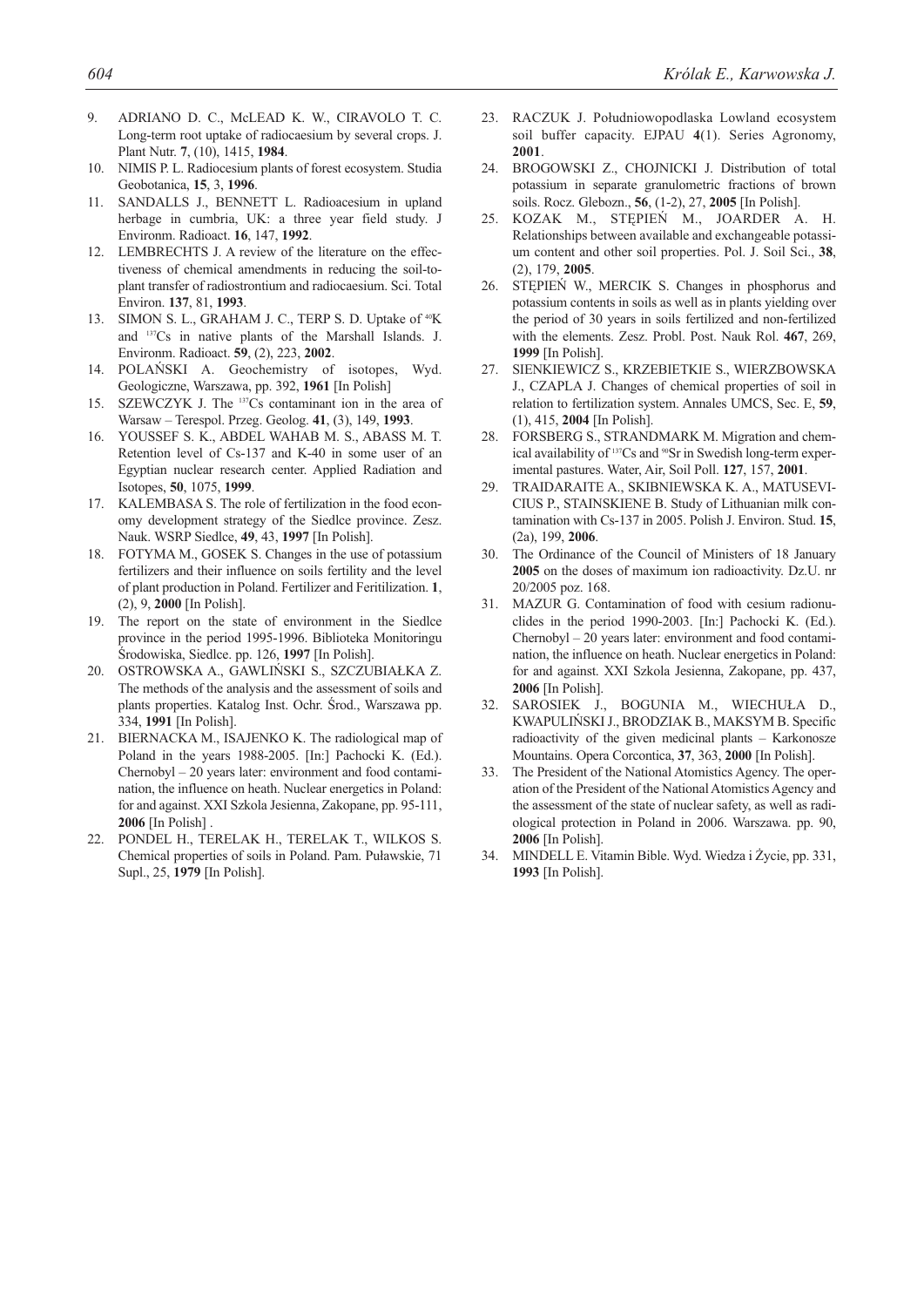9. ADRIANO D. C., McLEAD K. W., CIRAVOLO T. C. Long-term root uptake of radiocaesium by several crops. J. Plant Nutr. **7**, (10), 1415, **1984**.
10. NIMIS P. L. Radiocesium plants of forest ecosystem. Studia Geobotanica, **15**, 3, **1996**.
11. SANDALLS J., BENNETT L. Radioacesium in upland herbage in cumbria, UK: a three year field study. J Environm. Radioact. **16**, 147, **1992**.
12. LEMBRECHTS J. A review of the literature on the effectiveness of chemical amendments in reducing the soil-to-plant transfer of radiostrontium and radiocaesium. Sci. Total Environ. **137**, 81, **1993**.
13. SIMON S. L., GRAHAM J. C., TERP S. D. Uptake of $^{40}$K and $^{137}$Cs in native plants of the Marshall Islands. J. Environm. Radioact. **59**, (2), 223, **2002**.
14. POLAŃSKI A. Geochemistry of isotopes, Wyd. Geologiczne, Warszawa, pp. 392, **1961** [In Polish]
15. SZEWCZYK J. The $^{137}$Cs contaminant ion in the area of Warsaw – Terespol. Przeg. Geolog. **41**, (3), 149, **1993**.
16. YOUSSEF S. K., ABDEL WAHAB M. S., ABASS M. T. Retention level of Cs-137 and K-40 in some user of an Egyptian nuclear research center. Applied Radiation and Isotopes, **50**, 1075, **1999**.
17. KALEMBASA S. The role of fertilization in the food economy development strategy of the Siedlce province. Zesz. Nauk. WSRP Siedlce, **49**, 43, **1997** [In Polish].
18. FOTYMA M., GOSEK S. Changes in the use of potassium fertilizers and their influence on soils fertility and the level of plant production in Poland. Fertilizer and Feritilization. **1**, (2), 9, **2000** [In Polish].
19. The report on the state of environment in the Siedlce province in the period 1995-1996. Biblioteka Monitoringu Środowiska, Siedlce. pp. 126, **1997** [In Polish].
20. OSTROWSKA A., GAWLIŃSKI S., SZCZUBIAŁKA Z. The methods of the analysis and the assessment of soils and plants properties. Katalog Inst. Ochr. Środ., Warszawa pp. 334, **1991** [In Polish].
21. BIERNACKA M., ISAJENKO K. The radiological map of Poland in the years 1988-2005. [In:] Pachocki K. (Ed.). Chernobyl – 20 years later: environment and food contamination, the influence on heath. Nuclear energetics in Poland: for and against. XXI Szkola Jesienna, Zakopane, pp. 95-111, **2006** [In Polish] .
22. PONDEL H., TERELAK H., TERELAK T., WILKOS S. Chemical properties of soils in Poland. Pam. Puławskie, 71 Supl., 25, **1979** [In Polish].
23. RACZUK J. Południowopodlaska Lowland ecosystem soil buffer capacity. EJPAU **4**(1). Series Agronomy, **2001**.
24. BROGOWSKI Z., CHOJNICKI J. Distribution of total potassium in separate granulometric fractions of brown soils. Rocz. Glebozn., **56**, (1-2), 27, **2005** [In Polish].
25. KOZAK M., STĘPIEŃ M., JOARDER A. H. Relationships between available and exchangeable potassium content and other soil properties. Pol. J. Soil Sci., **38**, (2), 179, **2005**.
26. STĘPIEŃ W., MERCIK S. Changes in phosphorus and potassium contents in soils as well as in plants yielding over the period of 30 years in soils fertilized and non-fertilized with the elements. Zesz. Probl. Post. Nauk Rol. **467**, 269, **1999** [In Polish].
27. SIENKIEWICZ S., KRZEBIETKIE S., WIERZBOWSKA J., CZAPLA J. Changes of chemical properties of soil in relation to fertilization system. Annales UMCS, Sec. E, **59**, (1), 415, **2004** [In Polish].
28. FORSBERG S., STRANDMARK M. Migration and chemical availability of $^{137}$Cs and $^{90}$Sr in Swedish long-term experimental pastures. Water, Air, Soil Poll. **127**, 157, **2001**.
29. TRAIDARAITE A., SKIBNIEWSKA K. A., MATUSEVICIUS P., STAINSKIENE B. Study of Lithuanian milk contamination with Cs-137 in 2005. Polish J. Environ. Stud. **15**, (2a), 199, **2006**.
30. The Ordinance of the Council of Ministers of 18 January **2005** on the doses of maximum ion radioactivity. Dz.U. nr 20/2005 poz. 168.
31. MAZUR G. Contamination of food with cesium radionuclides in the period 1990-2003. [In:] Pachocki K. (Ed.). Chernobyl – 20 years later: environment and food contamination, the influence on heath. Nuclear energetics in Poland: for and against. XXI Szkola Jesienna, Zakopane, pp. 437, **2006** [In Polish].
32. SAROSIEK J., BOGUNIA M., WIECHUŁA D., KWAPULIŃSKI J., BRODZIAK B., MAKSYM B. Specific radioactivity of the given medicinal plants – Karkonosze Mountains. Opera Corcontica, **37**, 363, **2000** [In Polish].
33. The President of the National Atomistics Agency. The operation of the President of the National Atomistics Agency and the assessment of the state of nuclear safety, as well as radiological protection in Poland in 2006. Warszawa. pp. 90, **2006** [In Polish].
34. MINDELL E. Vitamin Bible. Wyd. Wiedza i Życie, pp. 331, **1993** [In Polish].